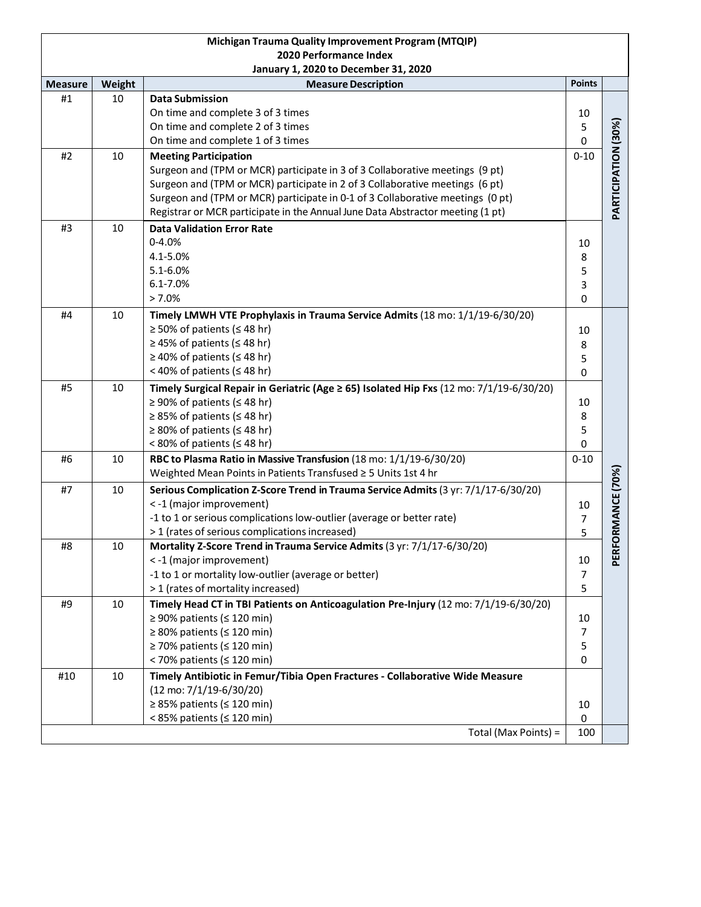**Michigan Trauma Quality Improvement Program (MTQIP)**
**2020 Performance Index**
**January 1, 2020 to December 31, 2020**

| Measure | Weight | Measure Description | Points | |
|---|---|---|---|---|
| #1 | 10 | **Data Submission** | | PARTICIPATION (30%) |
| | | On time and complete 3 of 3 times | 10 | |
| | | On time and complete 2 of 3 times | 5 | |
| | | On time and complete 1 of 3 times | 0 | |
| #2 | 10 | **Meeting Participation** | 0-10 | |
| | | Surgeon and (TPM or MCR) participate in 3 of 3 Collaborative meetings (9 pt) | | |
| | | Surgeon and (TPM or MCR) participate in 2 of 3 Collaborative meetings (6 pt) | | |
| | | Surgeon and (TPM or MCR) participate in 0-1 of 3 Collaborative meetings (0 pt) | | |
| | | Registrar or MCR participate in the Annual June Data Abstractor meeting (1 pt) | | |
| #3 | 10 | **Data Validation Error Rate** | | |
| | | 0-4.0% | 10 | |
| | | 4.1-5.0% | 8 | |
| | | 5.1-6.0% | 5 | |
| | | 6.1-7.0% | 3 | |
| | | > 7.0% | 0 | |
| #4 | 10 | **Timely LMWH VTE Prophylaxis in Trauma Service Admits** (18 mo: 1/1/19-6/30/20) | | PERFORMANCE (70%) |
| | | ≥ 50% of patients (≤ 48 hr) | 10 | |
| | | ≥ 45% of patients (≤ 48 hr) | 8 | |
| | | ≥ 40% of patients (≤ 48 hr) | 5 | |
| | | < 40% of patients (≤ 48 hr) | 0 | |
| #5 | 10 | **Timely Surgical Repair in Geriatric (Age ≥ 65) Isolated Hip Fxs** (12 mo: 7/1/19-6/30/20) | | |
| | | ≥ 90% of patients (≤ 48 hr) | 10 | |
| | | ≥ 85% of patients (≤ 48 hr) | 8 | |
| | | ≥ 80% of patients (≤ 48 hr) | 5 | |
| | | < 80% of patients (≤ 48 hr) | 0 | |
| #6 | 10 | **RBC to Plasma Ratio in Massive Transfusion** (18 mo: 1/1/19-6/30/20) | 0-10 | |
| | | Weighted Mean Points in Patients Transfused ≥ 5 Units 1st 4 hr | | |
| #7 | 10 | **Serious Complication Z-Score Trend in Trauma Service Admits** (3 yr: 7/1/17-6/30/20) | | |
| | | < -1 (major improvement) | 10 | |
| | | -1 to 1 or serious complications low-outlier (average or better rate) | 7 | |
| | | > 1 (rates of serious complications increased) | 5 | |
| #8 | 10 | **Mortality Z-Score Trend in Trauma Service Admits** (3 yr: 7/1/17-6/30/20) | | |
| | | < -1 (major improvement) | 10 | |
| | | -1 to 1 or mortality low-outlier (average or better) | 7 | |
| | | > 1 (rates of mortality increased) | 5 | |
| #9 | 10 | **Timely Head CT in TBI Patients on Anticoagulation Pre-Injury** (12 mo: 7/1/19-6/30/20) | | |
| | | ≥ 90% patients (≤ 120 min) | 10 | |
| | | ≥ 80% patients (≤ 120 min) | 7 | |
| | | ≥ 70% patients (≤ 120 min) | 5 | |
| | | < 70% patients (≤ 120 min) | 0 | |
| #10 | 10 | **Timely Antibiotic in Femur/Tibia Open Fractures - Collaborative Wide Measure** | | |
| | | (12 mo: 7/1/19-6/30/20) | | |
| | | ≥ 85% patients (≤ 120 min) | 10 | |
| | | < 85% patients (≤ 120 min) | 0 | |
| | | Total (Max Points) = | 100 | |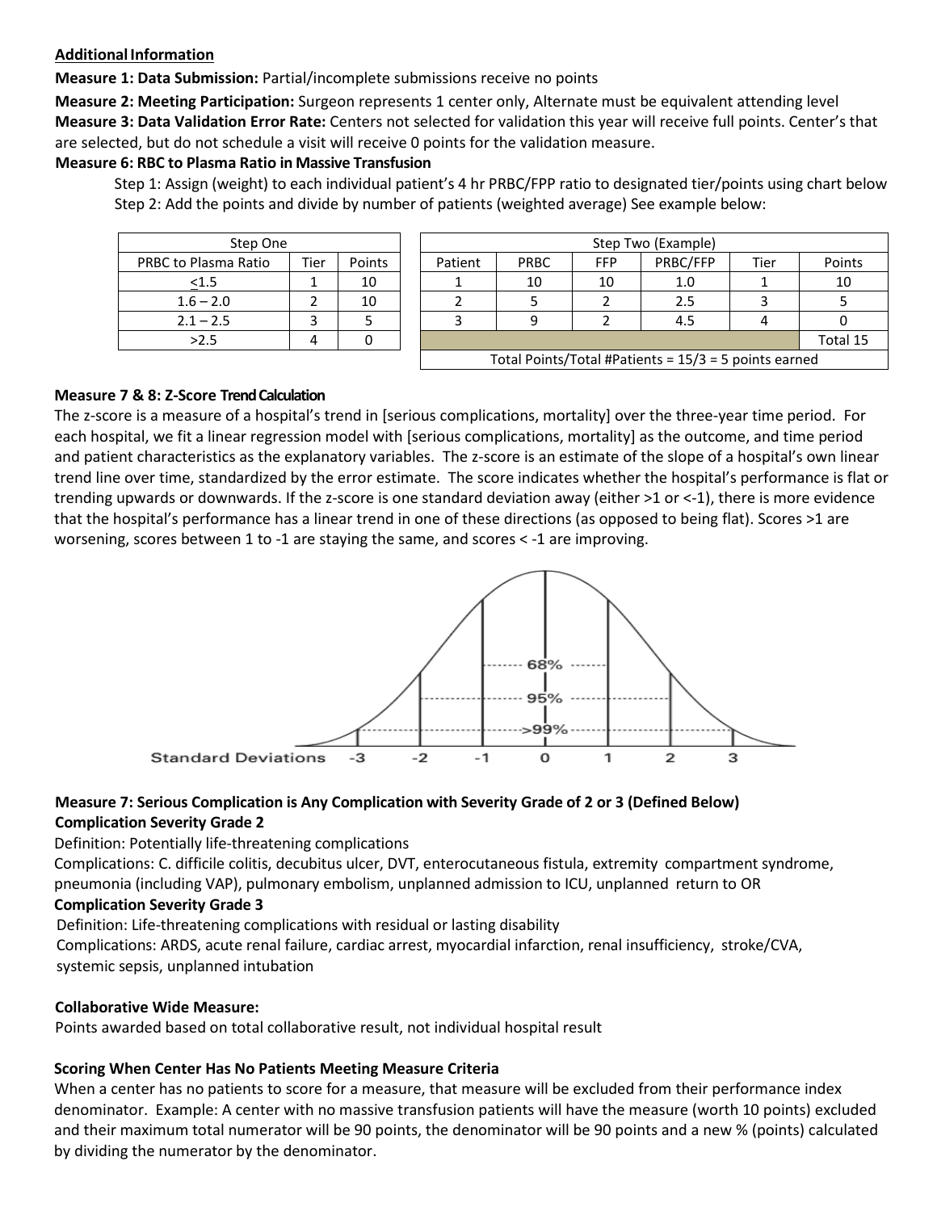**Additional Information**

**Measure 1: Data Submission:** Partial/incomplete submissions receive no points

**Measure 2: Meeting Participation:** Surgeon represents 1 center only, Alternate must be equivalent attending level

**Measure 3: Data Validation Error Rate:** Centers not selected for validation this year will receive full points. Center's that are selected, but do not schedule a visit will receive 0 points for the validation measure.

**Measure 6: RBC to Plasma Ratio in Massive Transfusion**

Step 1: Assign (weight) to each individual patient's 4 hr PRBC/FPP ratio to designated tier/points using chart below

Step 2: Add the points and divide by number of patients (weighted average) See example below:

| Step One | | |
|---|---|---|
| PRBC to Plasma Ratio | Tier | Points |
| ≤1.5 | 1 | 10 |
| 1.6 – 2.0 | 2 | 10 |
| 2.1 – 2.5 | 3 | 5 |
| >2.5 | 4 | 0 |

| Step Two (Example) | | | | | |
|---|---|---|---|---|---|
| Patient | PRBC | FFP | PRBC/FFP | Tier | Points |
| 1 | 10 | 10 | 1.0 | 1 | 10 |
| 2 | 5 | 2 | 2.5 | 3 | 5 |
| 3 | 9 | 2 | 4.5 | 4 | 0 |
| | | | | | Total 15 |
| Total Points/Total #Patients = 15/3 = 5 points earned | | | | | |

**Measure 7 & 8: Z-Score Trend Calculation**

The z-score is a measure of a hospital's trend in [serious complications, mortality] over the three-year time period. For each hospital, we fit a linear regression model with [serious complications, mortality] as the outcome, and time period and patient characteristics as the explanatory variables. The z-score is an estimate of the slope of a hospital's own linear trend line over time, standardized by the error estimate. The score indicates whether the hospital's performance is flat or trending upwards or downwards. If the z-score is one standard deviation away (either >1 or <-1), there is more evidence that the hospital's performance has a linear trend in one of these directions (as opposed to being flat). Scores >1 are worsening, scores between 1 to -1 are staying the same, and scores < -1 are improving.

Standard Deviations: -3, -2, -1, 0, 1, 2, 3 — 68%, 95%, >99%

**Measure 7: Serious Complication is Any Complication with Severity Grade of 2 or 3 (Defined Below)**

**Complication Severity Grade 2**

Definition: Potentially life-threatening complications

Complications: C. difficile colitis, decubitus ulcer, DVT, enterocutaneous fistula, extremity compartment syndrome, pneumonia (including VAP), pulmonary embolism, unplanned admission to ICU, unplanned return to OR

**Complication Severity Grade 3**

Definition: Life-threatening complications with residual or lasting disability

Complications: ARDS, acute renal failure, cardiac arrest, myocardial infarction, renal insufficiency, stroke/CVA, systemic sepsis, unplanned intubation

**Collaborative Wide Measure:**

Points awarded based on total collaborative result, not individual hospital result

**Scoring When Center Has No Patients Meeting Measure Criteria**

When a center has no patients to score for a measure, that measure will be excluded from their performance index denominator. Example: A center with no massive transfusion patients will have the measure (worth 10 points) excluded and their maximum total numerator will be 90 points, the denominator will be 90 points and a new % (points) calculated by dividing the numerator by the denominator.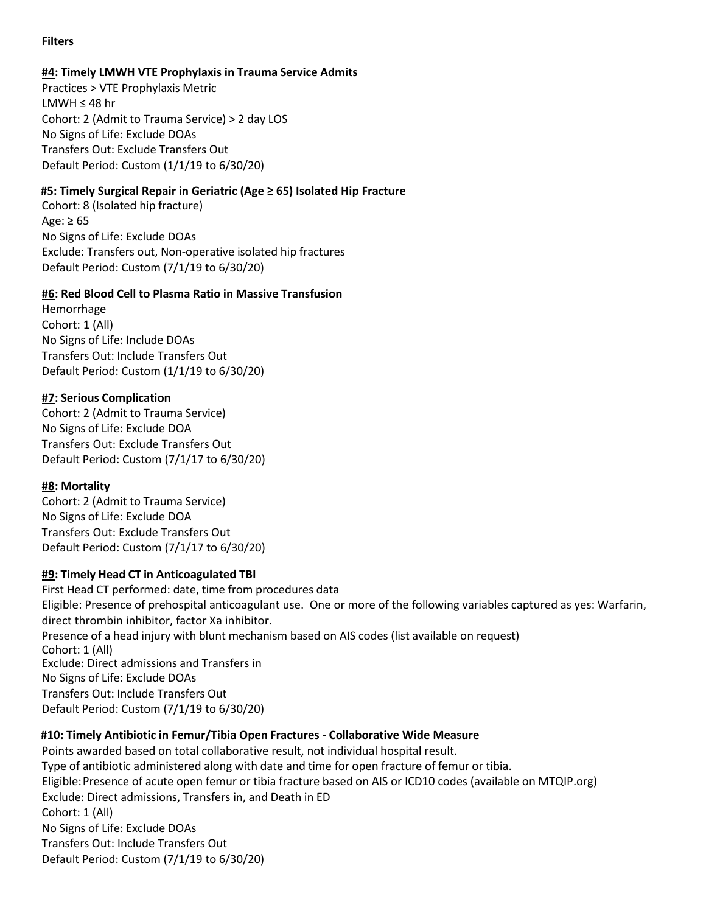**Filters**

**#4: Timely LMWH VTE Prophylaxis in Trauma Service Admits**
Practices > VTE Prophylaxis Metric
LMWH ≤ 48 hr
Cohort: 2 (Admit to Trauma Service) > 2 day LOS
No Signs of Life: Exclude DOAs
Transfers Out: Exclude Transfers Out
Default Period: Custom (1/1/19 to 6/30/20)

**#5: Timely Surgical Repair in Geriatric (Age ≥ 65) Isolated Hip Fracture**
Cohort: 8 (Isolated hip fracture)
Age: ≥ 65
No Signs of Life: Exclude DOAs
Exclude: Transfers out, Non-operative isolated hip fractures
Default Period: Custom (7/1/19 to 6/30/20)

**#6: Red Blood Cell to Plasma Ratio in Massive Transfusion**
Hemorrhage
Cohort: 1 (All)
No Signs of Life: Include DOAs
Transfers Out: Include Transfers Out
Default Period: Custom (1/1/19 to 6/30/20)

**#7: Serious Complication**
Cohort: 2 (Admit to Trauma Service)
No Signs of Life: Exclude DOA
Transfers Out: Exclude Transfers Out
Default Period: Custom (7/1/17 to 6/30/20)

**#8: Mortality**
Cohort: 2 (Admit to Trauma Service)
No Signs of Life: Exclude DOA
Transfers Out: Exclude Transfers Out
Default Period: Custom (7/1/17 to 6/30/20)

**#9: Timely Head CT in Anticoagulated TBI**
First Head CT performed: date, time from procedures data
Eligible: Presence of prehospital anticoagulant use. One or more of the following variables captured as yes: Warfarin, direct thrombin inhibitor, factor Xa inhibitor.
Presence of a head injury with blunt mechanism based on AIS codes (list available on request)
Cohort: 1 (All)
Exclude: Direct admissions and Transfers in
No Signs of Life: Exclude DOAs
Transfers Out: Include Transfers Out
Default Period: Custom (7/1/19 to 6/30/20)

**#10: Timely Antibiotic in Femur/Tibia Open Fractures - Collaborative Wide Measure**
Points awarded based on total collaborative result, not individual hospital result.
Type of antibiotic administered along with date and time for open fracture of femur or tibia.
Eligible: Presence of acute open femur or tibia fracture based on AIS or ICD10 codes (available on MTQIP.org)
Exclude: Direct admissions, Transfers in, and Death in ED
Cohort: 1 (All)
No Signs of Life: Exclude DOAs
Transfers Out: Include Transfers Out
Default Period: Custom (7/1/19 to 6/30/20)